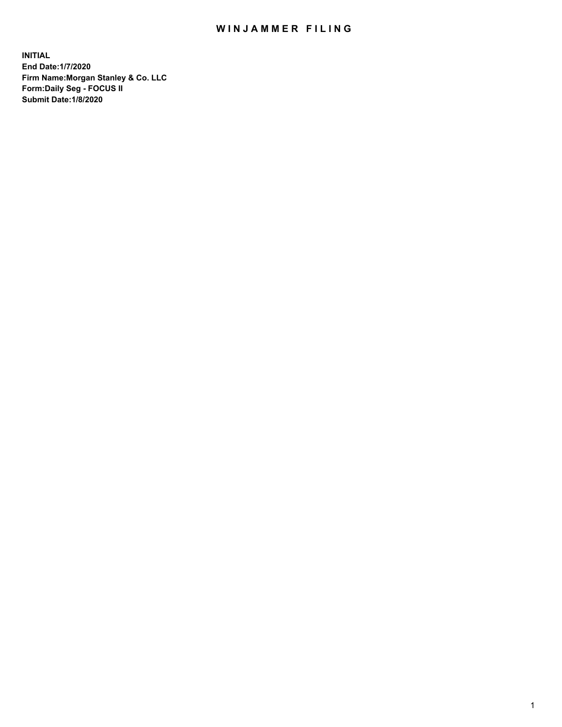# WINJAMMER FILING

**INITIAL**
**End Date:1/7/2020**
**Firm Name:Morgan Stanley & Co. LLC**
**Form:Daily Seg - FOCUS II**
**Submit Date:1/8/2020**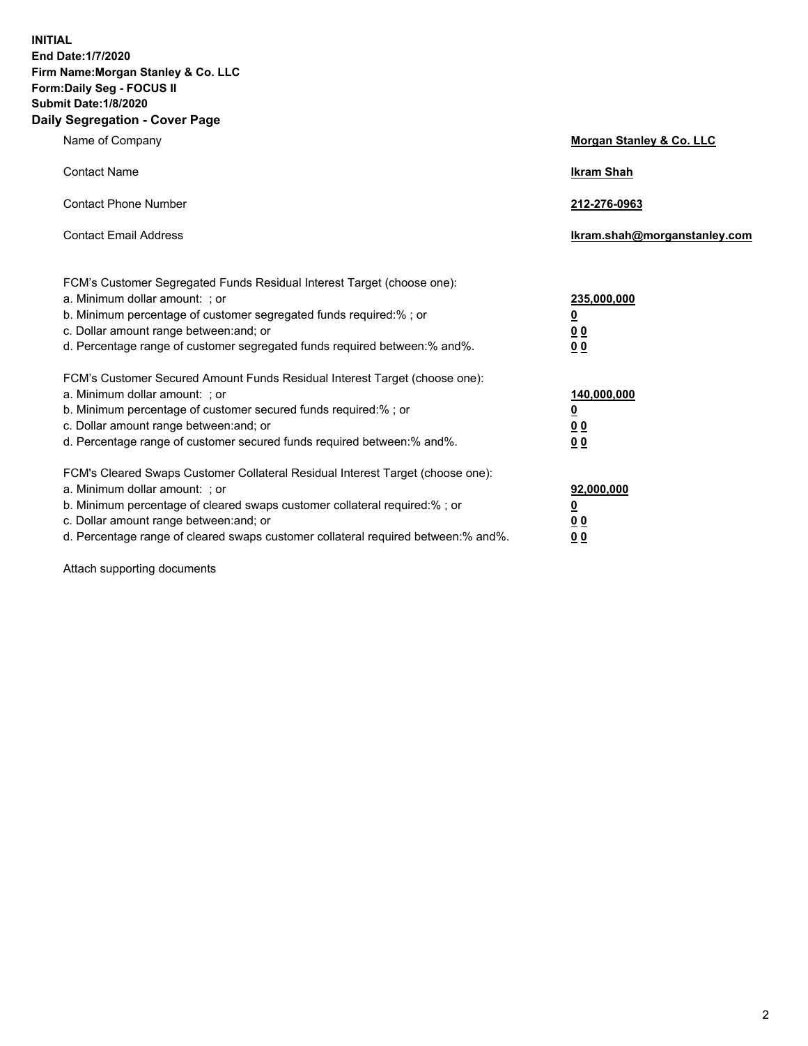**INITIAL**
**End Date:1/7/2020**
**Firm Name:Morgan Stanley & Co. LLC**
**Form:Daily Seg - FOCUS II**
**Submit Date:1/8/2020**
**Daily Segregation - Cover Page**

| | |
|---|---|
| Name of Company | **Morgan Stanley & Co. LLC** |
| Contact Name | **Ikram Shah** |
| Contact Phone Number | **212-276-0963** |
| Contact Email Address | **Ikram.shah@morganstanley.com** |

| | |
|---|---|
| FCM's Customer Segregated Funds Residual Interest Target (choose one): | |
| a. Minimum dollar amount: ; or | **235,000,000** |
| b. Minimum percentage of customer segregated funds required:% ; or | **0** |
| c. Dollar amount range between:and; or | **0 0** |
| d. Percentage range of customer segregated funds required between:% and%. | **0 0** |
| FCM's Customer Secured Amount Funds Residual Interest Target (choose one): | |
| a. Minimum dollar amount: ; or | **140,000,000** |
| b. Minimum percentage of customer secured funds required:% ; or | **0** |
| c. Dollar amount range between:and; or | **0 0** |
| d. Percentage range of customer secured funds required between:% and%. | **0 0** |
| FCM's Cleared Swaps Customer Collateral Residual Interest Target (choose one): | |
| a. Minimum dollar amount: ; or | **92,000,000** |
| b. Minimum percentage of cleared swaps customer collateral required:% ; or | **0** |
| c. Dollar amount range between:and; or | **0 0** |
| d. Percentage range of cleared swaps customer collateral required between:% and%. | **0 0** |

Attach supporting documents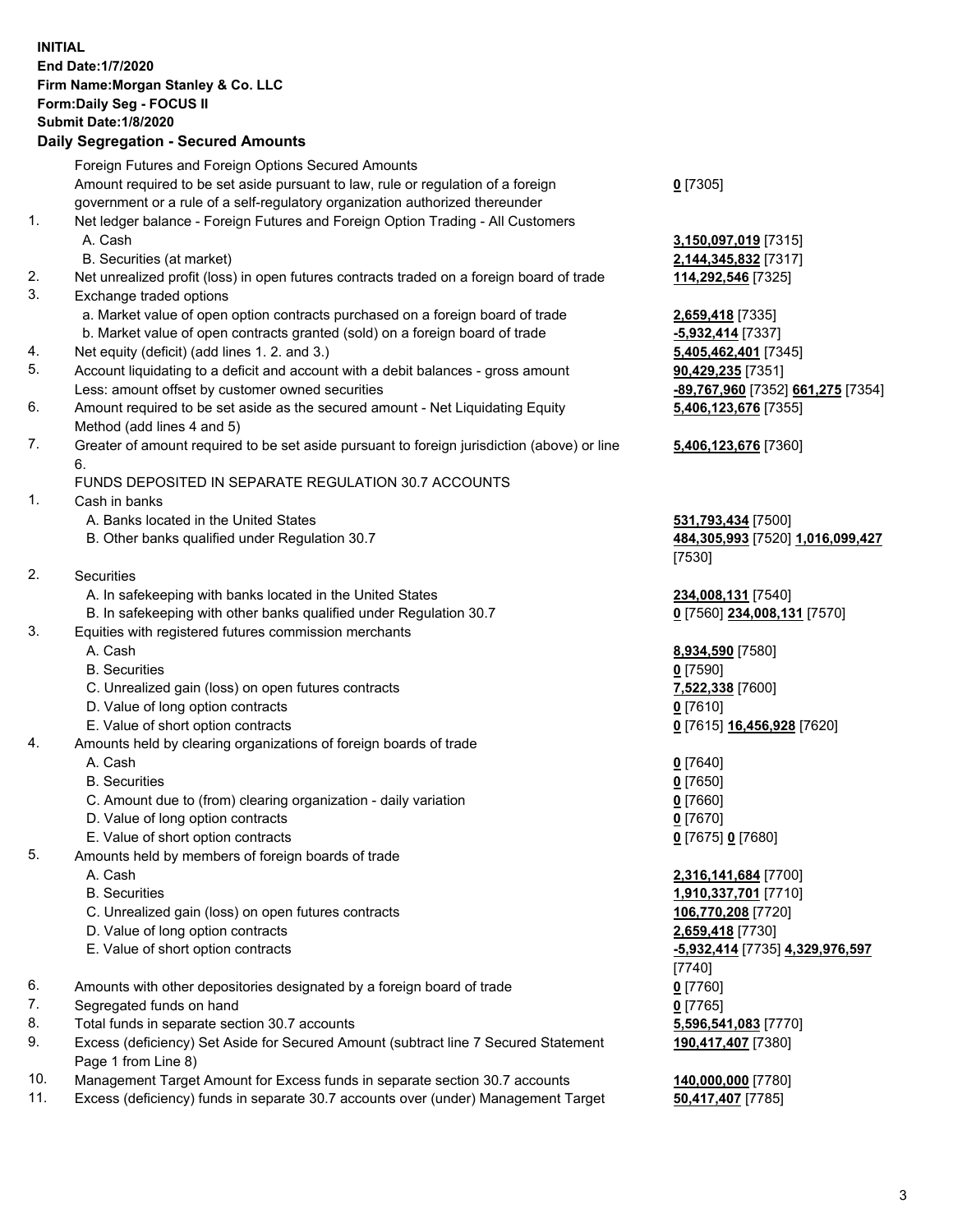**INITIAL**
**End Date:1/7/2020**
**Firm Name:Morgan Stanley & Co. LLC**
**Form:Daily Seg - FOCUS II**
**Submit Date:1/8/2020**

## Daily Segregation - Secured Amounts

| | | |
|---|---|---|
| | Foreign Futures and Foreign Options Secured Amounts | |
| | Amount required to be set aside pursuant to law, rule or regulation of a foreign government or a rule of a self-regulatory organization authorized thereunder | **0** [7305] |
| 1. | Net ledger balance - Foreign Futures and Foreign Option Trading - All Customers | |
| | A. Cash | **3,150,097,019** [7315] |
| | B. Securities (at market) | **2,144,345,832** [7317] |
| 2. | Net unrealized profit (loss) in open futures contracts traded on a foreign board of trade | **114,292,546** [7325] |
| 3. | Exchange traded options | |
| | a. Market value of open option contracts purchased on a foreign board of trade | **2,659,418** [7335] |
| | b. Market value of open contracts granted (sold) on a foreign board of trade | **-5,932,414** [7337] |
| 4. | Net equity (deficit) (add lines 1. 2. and 3.) | **5,405,462,401** [7345] |
| 5. | Account liquidating to a deficit and account with a debit balances - gross amount | **90,429,235** [7351] |
| | Less: amount offset by customer owned securities | **-89,767,960** [7352] **661,275** [7354] |
| 6. | Amount required to be set aside as the secured amount - Net Liquidating Equity Method (add lines 4 and 5) | **5,406,123,676** [7355] |
| 7. | Greater of amount required to be set aside pursuant to foreign jurisdiction (above) or line 6. | **5,406,123,676** [7360] |
| | FUNDS DEPOSITED IN SEPARATE REGULATION 30.7 ACCOUNTS | |
| 1. | Cash in banks | |
| | A. Banks located in the United States | **531,793,434** [7500] |
| | B. Other banks qualified under Regulation 30.7 | **484,305,993** [7520] **1,016,099,427** [7530] |
| 2. | Securities | |
| | A. In safekeeping with banks located in the United States | **234,008,131** [7540] |
| | B. In safekeeping with other banks qualified under Regulation 30.7 | **0** [7560] **234,008,131** [7570] |
| 3. | Equities with registered futures commission merchants | |
| | A. Cash | **8,934,590** [7580] |
| | B. Securities | **0** [7590] |
| | C. Unrealized gain (loss) on open futures contracts | **7,522,338** [7600] |
| | D. Value of long option contracts | **0** [7610] |
| | E. Value of short option contracts | **0** [7615] **16,456,928** [7620] |
| 4. | Amounts held by clearing organizations of foreign boards of trade | |
| | A. Cash | **0** [7640] |
| | B. Securities | **0** [7650] |
| | C. Amount due to (from) clearing organization - daily variation | **0** [7660] |
| | D. Value of long option contracts | **0** [7670] |
| | E. Value of short option contracts | **0** [7675] **0** [7680] |
| 5. | Amounts held by members of foreign boards of trade | |
| | A. Cash | **2,316,141,684** [7700] |
| | B. Securities | **1,910,337,701** [7710] |
| | C. Unrealized gain (loss) on open futures contracts | **106,770,208** [7720] |
| | D. Value of long option contracts | **2,659,418** [7730] |
| | E. Value of short option contracts | **-5,932,414** [7735] **4,329,976,597** [7740] |
| 6. | Amounts with other depositories designated by a foreign board of trade | **0** [7760] |
| 7. | Segregated funds on hand | **0** [7765] |
| 8. | Total funds in separate section 30.7 accounts | **5,596,541,083** [7770] |
| 9. | Excess (deficiency) Set Aside for Secured Amount (subtract line 7 Secured Statement Page 1 from Line 8) | **190,417,407** [7380] |
| 10. | Management Target Amount for Excess funds in separate section 30.7 accounts | **140,000,000** [7780] |
| 11. | Excess (deficiency) funds in separate 30.7 accounts over (under) Management Target | **50,417,407** [7785] |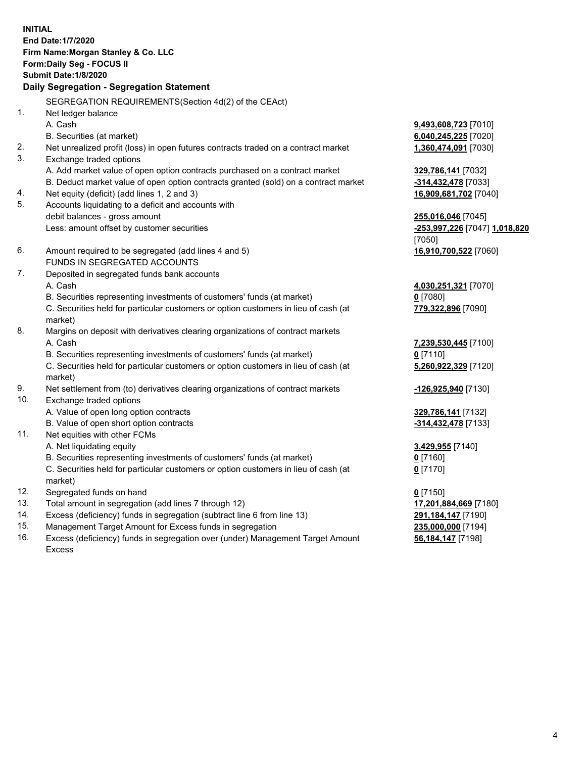**INITIAL**
**End Date:1/7/2020**
**Firm Name:Morgan Stanley & Co. LLC**
**Form:Daily Seg - FOCUS II**
**Submit Date:1/8/2020**

**Daily Segregation - Segregation Statement**

SEGREGATION REQUIREMENTS(Section 4d(2) of the CEAct)

| | | |
|---|---|---|
| 1. | Net ledger balance | |
| | A. Cash | **9,493,608,723** [7010] |
| | B. Securities (at market) | **6,040,245,225** [7020] |
| 2. | Net unrealized profit (loss) in open futures contracts traded on a contract market | **1,360,474,091** [7030] |
| 3. | Exchange traded options | |
| | A. Add market value of open option contracts purchased on a contract market | **329,786,141** [7032] |
| | B. Deduct market value of open option contracts granted (sold) on a contract market | **-314,432,478** [7033] |
| 4. | Net equity (deficit) (add lines 1, 2 and 3) | **16,909,681,702** [7040] |
| 5. | Accounts liquidating to a deficit and accounts with debit balances - gross amount | **255,016,046** [7045] |
| | Less: amount offset by customer securities | **-253,997,226** [7047] **1,018,820** [7050] |
| 6. | Amount required to be segregated (add lines 4 and 5) | **16,910,700,522** [7060] |
| | FUNDS IN SEGREGATED ACCOUNTS | |
| 7. | Deposited in segregated funds bank accounts | |
| | A. Cash | **4,030,251,321** [7070] |
| | B. Securities representing investments of customers' funds (at market) | **0** [7080] |
| | C. Securities held for particular customers or option customers in lieu of cash (at market) | **779,322,896** [7090] |
| 8. | Margins on deposit with derivatives clearing organizations of contract markets | |
| | A. Cash | **7,239,530,445** [7100] |
| | B. Securities representing investments of customers' funds (at market) | **0** [7110] |
| | C. Securities held for particular customers or option customers in lieu of cash (at market) | **5,260,922,329** [7120] |
| 9. | Net settlement from (to) derivatives clearing organizations of contract markets | **-126,925,940** [7130] |
| 10. | Exchange traded options | |
| | A. Value of open long option contracts | **329,786,141** [7132] |
| | B. Value of open short option contracts | **-314,432,478** [7133] |
| 11. | Net equities with other FCMs | |
| | A. Net liquidating equity | **3,429,955** [7140] |
| | B. Securities representing investments of customers' funds (at market) | **0** [7160] |
| | C. Securities held for particular customers or option customers in lieu of cash (at market) | **0** [7170] |
| 12. | Segregated funds on hand | **0** [7150] |
| 13. | Total amount in segregation (add lines 7 through 12) | **17,201,884,669** [7180] |
| 14. | Excess (deficiency) funds in segregation (subtract line 6 from line 13) | **291,184,147** [7190] |
| 15. | Management Target Amount for Excess funds in segregation | **235,000,000** [7194] |
| 16. | Excess (deficiency) funds in segregation over (under) Management Target Amount Excess | **56,184,147** [7198] |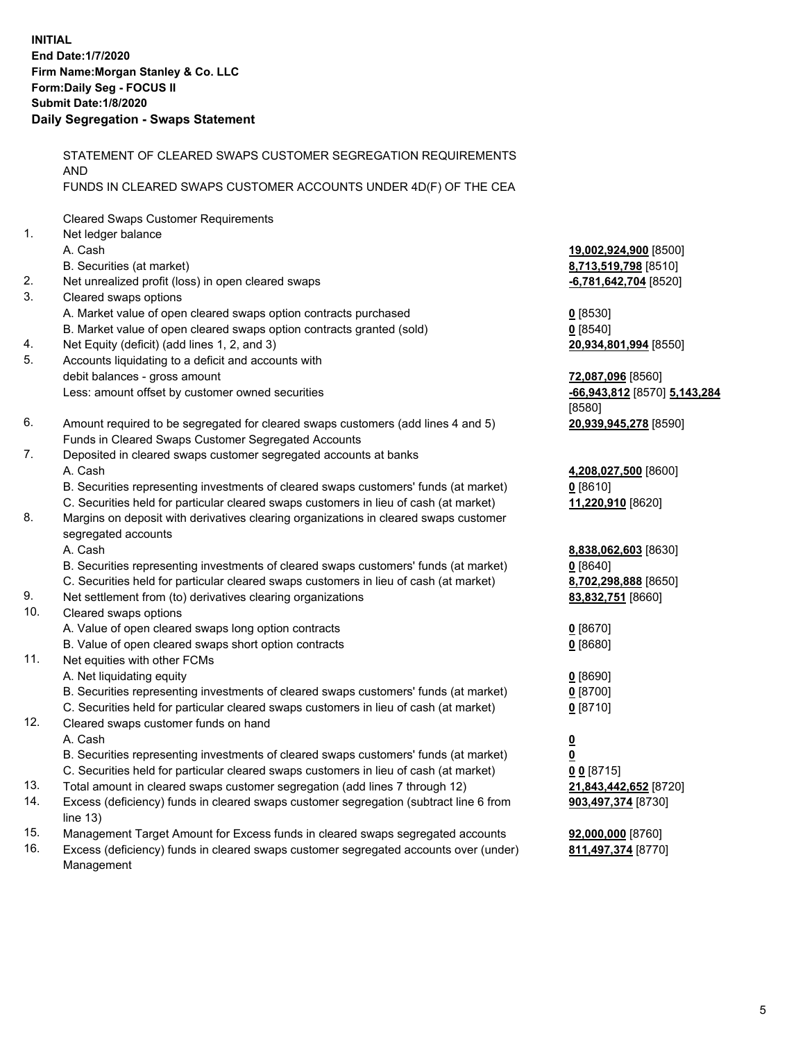**INITIAL**
**End Date:1/7/2020**
**Firm Name:Morgan Stanley & Co. LLC**
**Form:Daily Seg - FOCUS II**
**Submit Date:1/8/2020**
**Daily Segregation - Swaps Statement**

STATEMENT OF CLEARED SWAPS CUSTOMER SEGREGATION REQUIREMENTS AND FUNDS IN CLEARED SWAPS CUSTOMER ACCOUNTS UNDER 4D(F) OF THE CEA

Cleared Swaps Customer Requirements

| | | |
|---|---|---|
| 1. | Net ledger balance | |
| | A. Cash | **19,002,924,900** [8500] |
| | B. Securities (at market) | **8,713,519,798** [8510] |
| 2. | Net unrealized profit (loss) in open cleared swaps | **-6,781,642,704** [8520] |
| 3. | Cleared swaps options | |
| | A. Market value of open cleared swaps option contracts purchased | **0** [8530] |
| | B. Market value of open cleared swaps option contracts granted (sold) | **0** [8540] |
| 4. | Net Equity (deficit) (add lines 1, 2, and 3) | **20,934,801,994** [8550] |
| 5. | Accounts liquidating to a deficit and accounts with debit balances - gross amount | **72,087,096** [8560] |
| | Less: amount offset by customer owned securities | **-66,943,812** [8570] **5,143,284** [8580] |
| 6. | Amount required to be segregated for cleared swaps customers (add lines 4 and 5) | **20,939,945,278** [8590] |
| | Funds in Cleared Swaps Customer Segregated Accounts | |
| 7. | Deposited in cleared swaps customer segregated accounts at banks | |
| | A. Cash | **4,208,027,500** [8600] |
| | B. Securities representing investments of cleared swaps customers' funds (at market) | **0** [8610] |
| | C. Securities held for particular cleared swaps customers in lieu of cash (at market) | **11,220,910** [8620] |
| 8. | Margins on deposit with derivatives clearing organizations in cleared swaps customer segregated accounts | |
| | A. Cash | **8,838,062,603** [8630] |
| | B. Securities representing investments of cleared swaps customers' funds (at market) | **0** [8640] |
| | C. Securities held for particular cleared swaps customers in lieu of cash (at market) | **8,702,298,888** [8650] |
| 9. | Net settlement from (to) derivatives clearing organizations | **83,832,751** [8660] |
| 10. | Cleared swaps options | |
| | A. Value of open cleared swaps long option contracts | **0** [8670] |
| | B. Value of open cleared swaps short option contracts | **0** [8680] |
| 11. | Net equities with other FCMs | |
| | A. Net liquidating equity | **0** [8690] |
| | B. Securities representing investments of cleared swaps customers' funds (at market) | **0** [8700] |
| | C. Securities held for particular cleared swaps customers in lieu of cash (at market) | **0** [8710] |
| 12. | Cleared swaps customer funds on hand | |
| | A. Cash | **0** |
| | B. Securities representing investments of cleared swaps customers' funds (at market) | **0** |
| | C. Securities held for particular cleared swaps customers in lieu of cash (at market) | **0** **0** [8715] |
| 13. | Total amount in cleared swaps customer segregation (add lines 7 through 12) | **21,843,442,652** [8720] |
| 14. | Excess (deficiency) funds in cleared swaps customer segregation (subtract line 6 from line 13) | **903,497,374** [8730] |
| 15. | Management Target Amount for Excess funds in cleared swaps segregated accounts | **92,000,000** [8760] |
| 16. | Excess (deficiency) funds in cleared swaps customer segregated accounts over (under) Management | **811,497,374** [8770] |